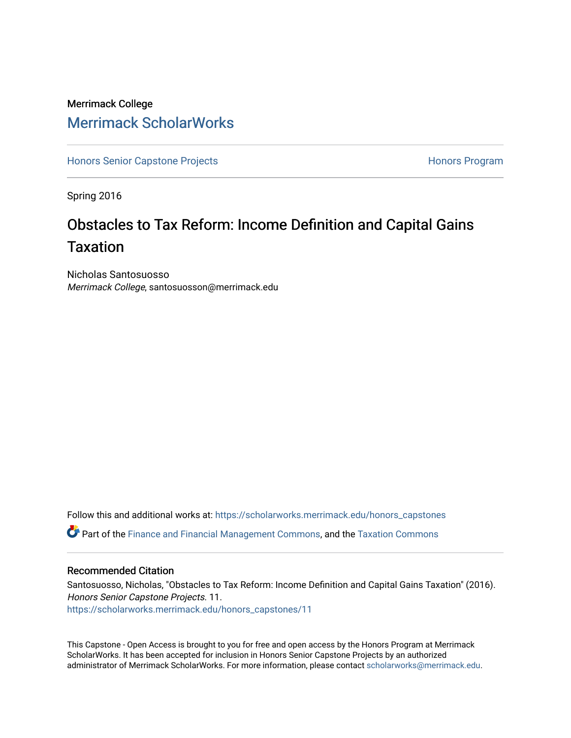Merrimack College

# Merrimack ScholarWorks

Honors Senior Capstone Projects

Honors Program

Spring 2016

## Obstacles to Tax Reform: Income Definition and Capital Gains Taxation

Nicholas Santosuosso
*Merrimack College*, santosuosson@merrimack.edu

Follow this and additional works at: https://scholarworks.merrimack.edu/honors_capstones

Part of the Finance and Financial Management Commons, and the Taxation Commons

### Recommended Citation

Santosuosso, Nicholas, "Obstacles to Tax Reform: Income Definition and Capital Gains Taxation" (2016). *Honors Senior Capstone Projects*. 11.
https://scholarworks.merrimack.edu/honors_capstones/11

This Capstone - Open Access is brought to you for free and open access by the Honors Program at Merrimack ScholarWorks. It has been accepted for inclusion in Honors Senior Capstone Projects by an authorized administrator of Merrimack ScholarWorks. For more information, please contact scholarworks@merrimack.edu.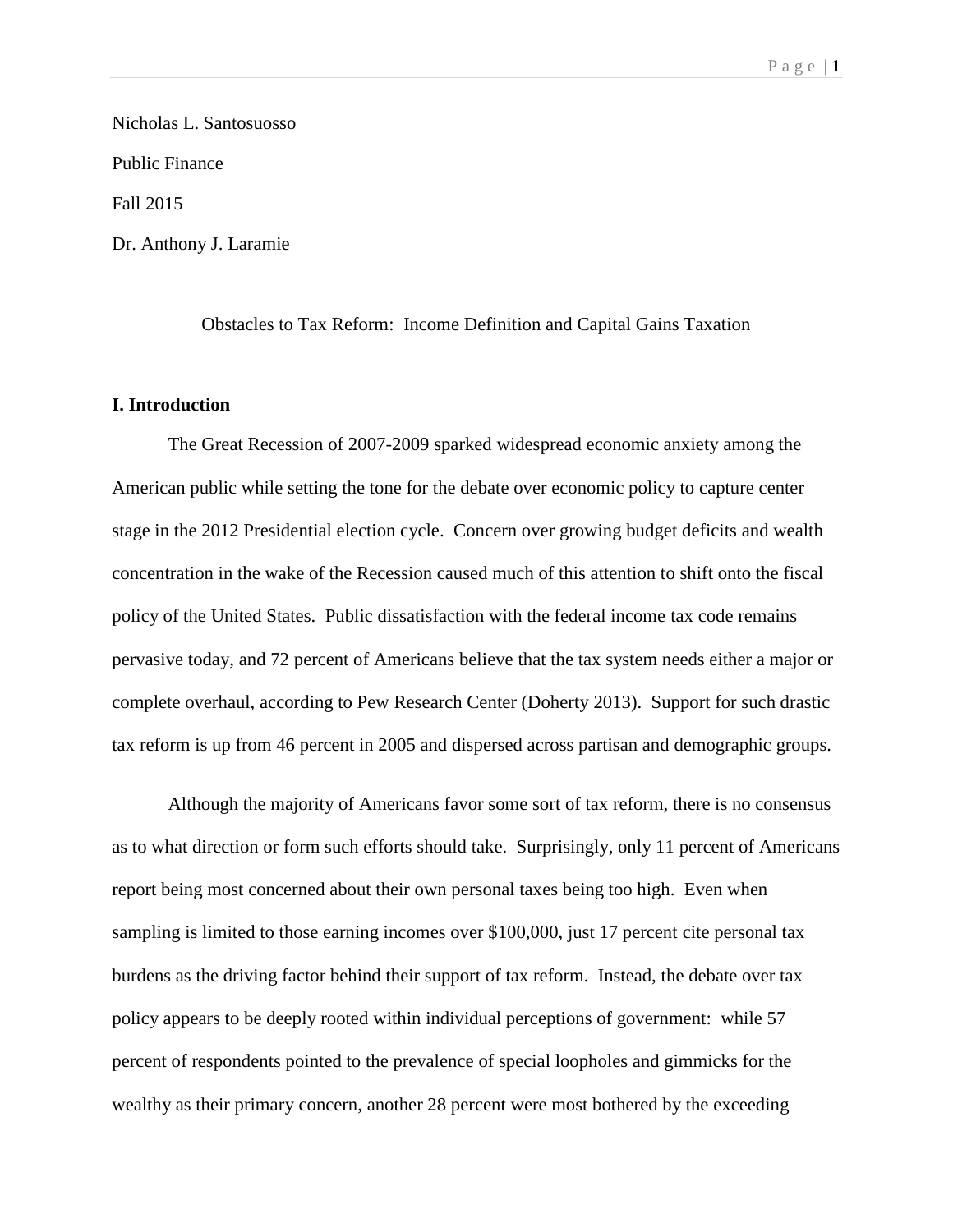Nicholas L. Santosuosso

Public Finance

Fall 2015

Dr. Anthony J. Laramie

Obstacles to Tax Reform: Income Definition and Capital Gains Taxation

**I. Introduction**

The Great Recession of 2007-2009 sparked widespread economic anxiety among the American public while setting the tone for the debate over economic policy to capture center stage in the 2012 Presidential election cycle. Concern over growing budget deficits and wealth concentration in the wake of the Recession caused much of this attention to shift onto the fiscal policy of the United States. Public dissatisfaction with the federal income tax code remains pervasive today, and 72 percent of Americans believe that the tax system needs either a major or complete overhaul, according to Pew Research Center (Doherty 2013). Support for such drastic tax reform is up from 46 percent in 2005 and dispersed across partisan and demographic groups.

Although the majority of Americans favor some sort of tax reform, there is no consensus as to what direction or form such efforts should take. Surprisingly, only 11 percent of Americans report being most concerned about their own personal taxes being too high. Even when sampling is limited to those earning incomes over $100,000, just 17 percent cite personal tax burdens as the driving factor behind their support of tax reform. Instead, the debate over tax policy appears to be deeply rooted within individual perceptions of government: while 57 percent of respondents pointed to the prevalence of special loopholes and gimmicks for the wealthy as their primary concern, another 28 percent were most bothered by the exceeding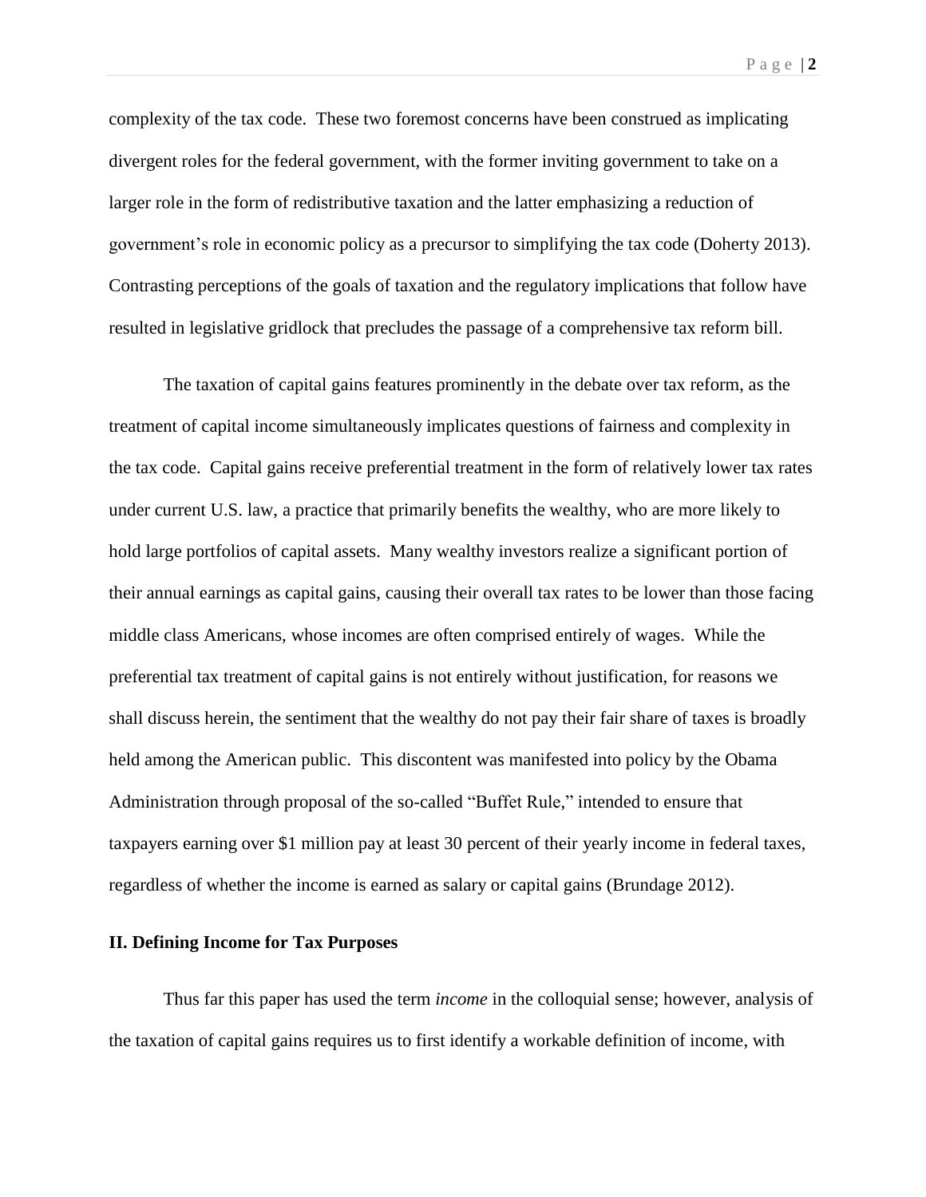complexity of the tax code. These two foremost concerns have been construed as implicating divergent roles for the federal government, with the former inviting government to take on a larger role in the form of redistributive taxation and the latter emphasizing a reduction of government's role in economic policy as a precursor to simplifying the tax code (Doherty 2013). Contrasting perceptions of the goals of taxation and the regulatory implications that follow have resulted in legislative gridlock that precludes the passage of a comprehensive tax reform bill.

The taxation of capital gains features prominently in the debate over tax reform, as the treatment of capital income simultaneously implicates questions of fairness and complexity in the tax code. Capital gains receive preferential treatment in the form of relatively lower tax rates under current U.S. law, a practice that primarily benefits the wealthy, who are more likely to hold large portfolios of capital assets. Many wealthy investors realize a significant portion of their annual earnings as capital gains, causing their overall tax rates to be lower than those facing middle class Americans, whose incomes are often comprised entirely of wages. While the preferential tax treatment of capital gains is not entirely without justification, for reasons we shall discuss herein, the sentiment that the wealthy do not pay their fair share of taxes is broadly held among the American public. This discontent was manifested into policy by the Obama Administration through proposal of the so-called "Buffet Rule," intended to ensure that taxpayers earning over $1 million pay at least 30 percent of their yearly income in federal taxes, regardless of whether the income is earned as salary or capital gains (Brundage 2012).

## II. Defining Income for Tax Purposes

Thus far this paper has used the term *income* in the colloquial sense; however, analysis of the taxation of capital gains requires us to first identify a workable definition of income, with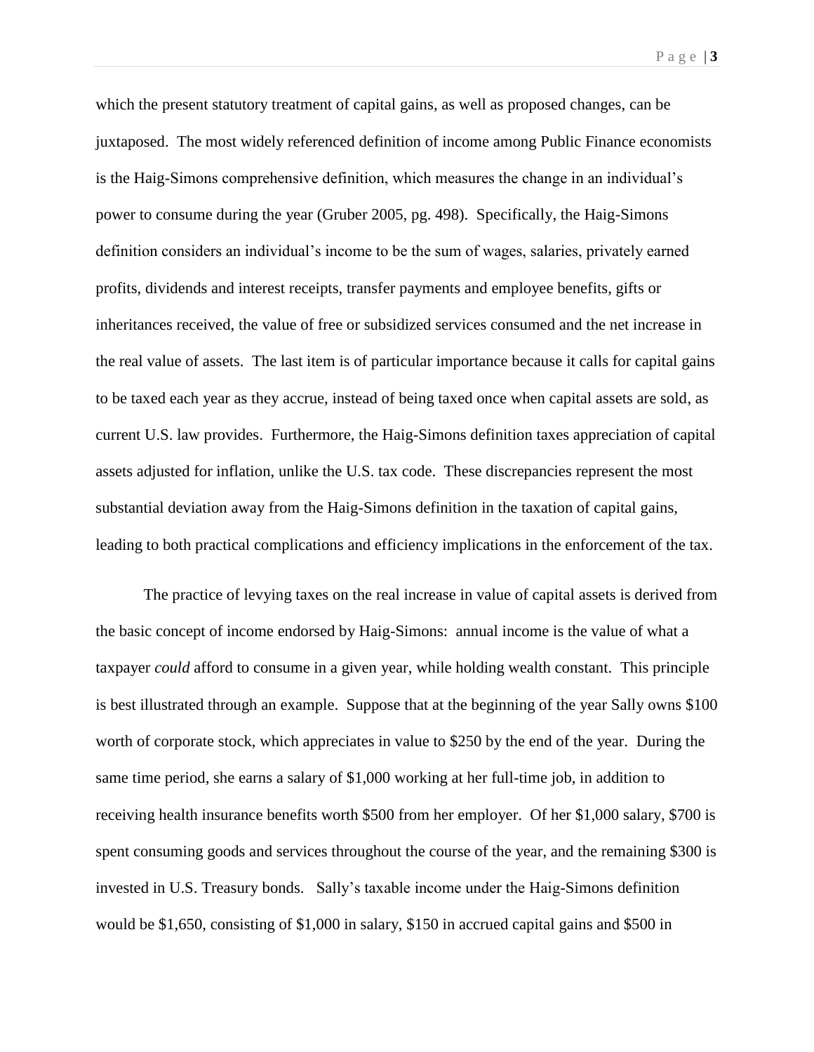which the present statutory treatment of capital gains, as well as proposed changes, can be juxtaposed. The most widely referenced definition of income among Public Finance economists is the Haig-Simons comprehensive definition, which measures the change in an individual's power to consume during the year (Gruber 2005, pg. 498). Specifically, the Haig-Simons definition considers an individual's income to be the sum of wages, salaries, privately earned profits, dividends and interest receipts, transfer payments and employee benefits, gifts or inheritances received, the value of free or subsidized services consumed and the net increase in the real value of assets. The last item is of particular importance because it calls for capital gains to be taxed each year as they accrue, instead of being taxed once when capital assets are sold, as current U.S. law provides. Furthermore, the Haig-Simons definition taxes appreciation of capital assets adjusted for inflation, unlike the U.S. tax code. These discrepancies represent the most substantial deviation away from the Haig-Simons definition in the taxation of capital gains, leading to both practical complications and efficiency implications in the enforcement of the tax.

The practice of levying taxes on the real increase in value of capital assets is derived from the basic concept of income endorsed by Haig-Simons: annual income is the value of what a taxpayer *could* afford to consume in a given year, while holding wealth constant. This principle is best illustrated through an example. Suppose that at the beginning of the year Sally owns $100 worth of corporate stock, which appreciates in value to $250 by the end of the year. During the same time period, she earns a salary of $1,000 working at her full-time job, in addition to receiving health insurance benefits worth $500 from her employer. Of her $1,000 salary, $700 is spent consuming goods and services throughout the course of the year, and the remaining $300 is invested in U.S. Treasury bonds. Sally's taxable income under the Haig-Simons definition would be $1,650, consisting of $1,000 in salary, $150 in accrued capital gains and $500 in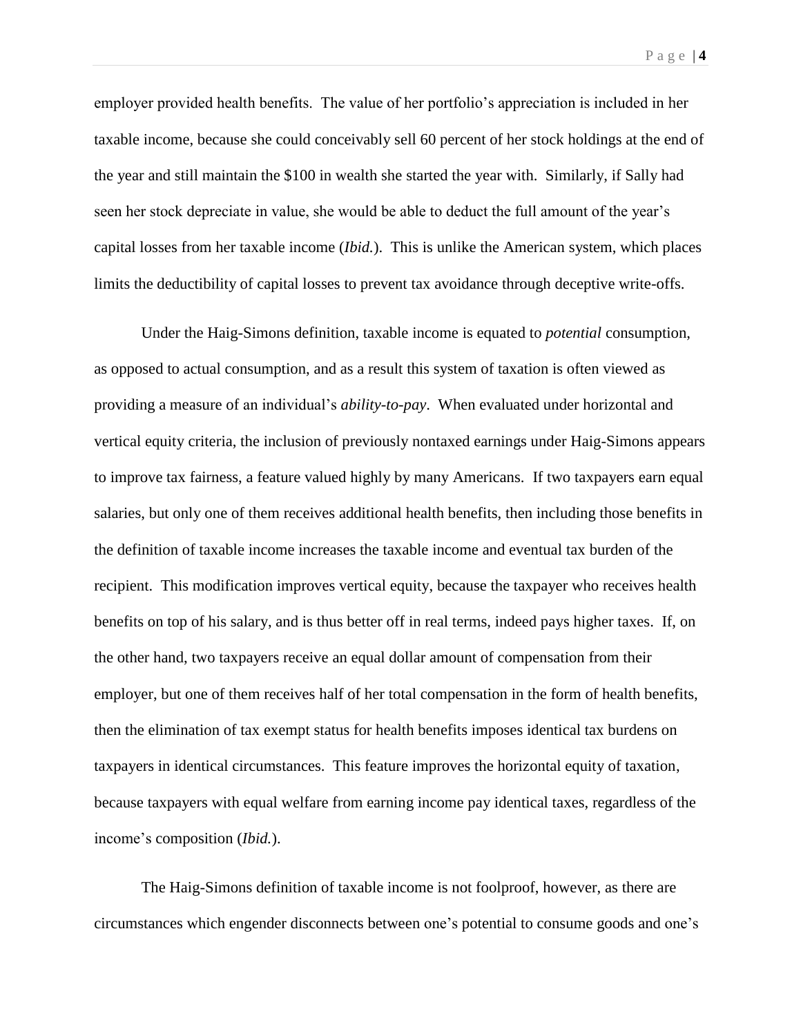employer provided health benefits. The value of her portfolio's appreciation is included in her taxable income, because she could conceivably sell 60 percent of her stock holdings at the end of the year and still maintain the $100 in wealth she started the year with. Similarly, if Sally had seen her stock depreciate in value, she would be able to deduct the full amount of the year's capital losses from her taxable income (*Ibid.*). This is unlike the American system, which places limits the deductibility of capital losses to prevent tax avoidance through deceptive write-offs.

Under the Haig-Simons definition, taxable income is equated to *potential* consumption, as opposed to actual consumption, and as a result this system of taxation is often viewed as providing a measure of an individual's *ability-to-pay*. When evaluated under horizontal and vertical equity criteria, the inclusion of previously nontaxed earnings under Haig-Simons appears to improve tax fairness, a feature valued highly by many Americans. If two taxpayers earn equal salaries, but only one of them receives additional health benefits, then including those benefits in the definition of taxable income increases the taxable income and eventual tax burden of the recipient. This modification improves vertical equity, because the taxpayer who receives health benefits on top of his salary, and is thus better off in real terms, indeed pays higher taxes. If, on the other hand, two taxpayers receive an equal dollar amount of compensation from their employer, but one of them receives half of her total compensation in the form of health benefits, then the elimination of tax exempt status for health benefits imposes identical tax burdens on taxpayers in identical circumstances. This feature improves the horizontal equity of taxation, because taxpayers with equal welfare from earning income pay identical taxes, regardless of the income's composition (*Ibid.*).

The Haig-Simons definition of taxable income is not foolproof, however, as there are circumstances which engender disconnects between one's potential to consume goods and one's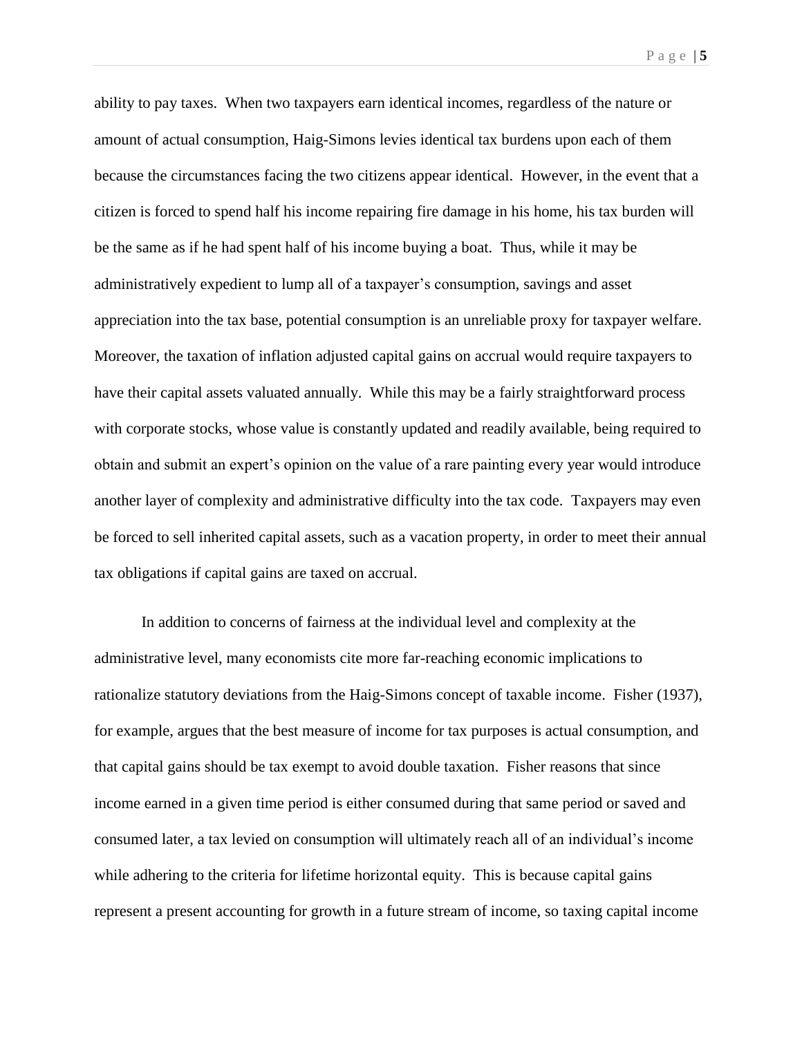ability to pay taxes. When two taxpayers earn identical incomes, regardless of the nature or amount of actual consumption, Haig-Simons levies identical tax burdens upon each of them because the circumstances facing the two citizens appear identical. However, in the event that a citizen is forced to spend half his income repairing fire damage in his home, his tax burden will be the same as if he had spent half of his income buying a boat. Thus, while it may be administratively expedient to lump all of a taxpayer's consumption, savings and asset appreciation into the tax base, potential consumption is an unreliable proxy for taxpayer welfare. Moreover, the taxation of inflation adjusted capital gains on accrual would require taxpayers to have their capital assets valuated annually. While this may be a fairly straightforward process with corporate stocks, whose value is constantly updated and readily available, being required to obtain and submit an expert's opinion on the value of a rare painting every year would introduce another layer of complexity and administrative difficulty into the tax code. Taxpayers may even be forced to sell inherited capital assets, such as a vacation property, in order to meet their annual tax obligations if capital gains are taxed on accrual.

In addition to concerns of fairness at the individual level and complexity at the administrative level, many economists cite more far-reaching economic implications to rationalize statutory deviations from the Haig-Simons concept of taxable income. Fisher (1937), for example, argues that the best measure of income for tax purposes is actual consumption, and that capital gains should be tax exempt to avoid double taxation. Fisher reasons that since income earned in a given time period is either consumed during that same period or saved and consumed later, a tax levied on consumption will ultimately reach all of an individual's income while adhering to the criteria for lifetime horizontal equity. This is because capital gains represent a present accounting for growth in a future stream of income, so taxing capital income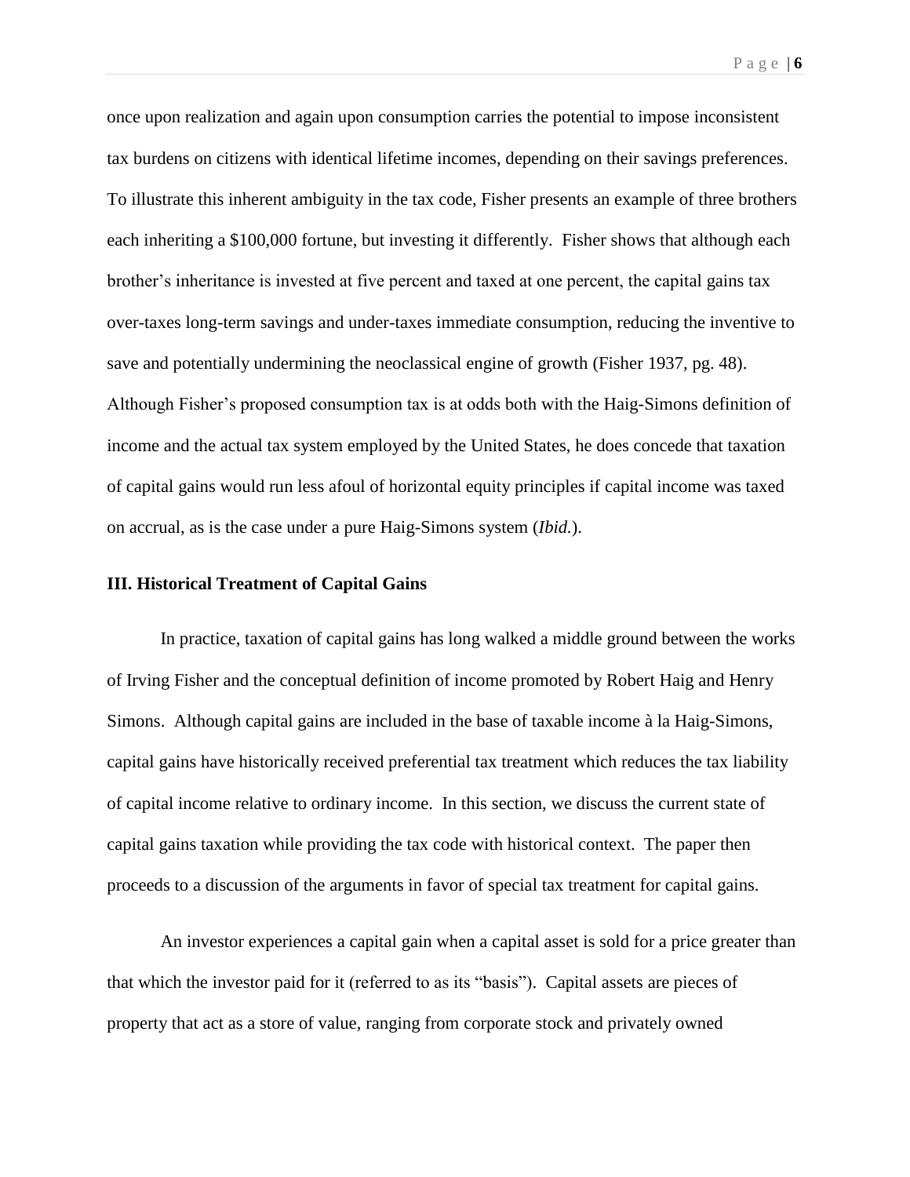once upon realization and again upon consumption carries the potential to impose inconsistent tax burdens on citizens with identical lifetime incomes, depending on their savings preferences. To illustrate this inherent ambiguity in the tax code, Fisher presents an example of three brothers each inheriting a $100,000 fortune, but investing it differently. Fisher shows that although each brother's inheritance is invested at five percent and taxed at one percent, the capital gains tax over-taxes long-term savings and under-taxes immediate consumption, reducing the inventive to save and potentially undermining the neoclassical engine of growth (Fisher 1937, pg. 48). Although Fisher's proposed consumption tax is at odds both with the Haig-Simons definition of income and the actual tax system employed by the United States, he does concede that taxation of capital gains would run less afoul of horizontal equity principles if capital income was taxed on accrual, as is the case under a pure Haig-Simons system (*Ibid.*).

## III. Historical Treatment of Capital Gains

In practice, taxation of capital gains has long walked a middle ground between the works of Irving Fisher and the conceptual definition of income promoted by Robert Haig and Henry Simons. Although capital gains are included in the base of taxable income à la Haig-Simons, capital gains have historically received preferential tax treatment which reduces the tax liability of capital income relative to ordinary income. In this section, we discuss the current state of capital gains taxation while providing the tax code with historical context. The paper then proceeds to a discussion of the arguments in favor of special tax treatment for capital gains.

An investor experiences a capital gain when a capital asset is sold for a price greater than that which the investor paid for it (referred to as its "basis"). Capital assets are pieces of property that act as a store of value, ranging from corporate stock and privately owned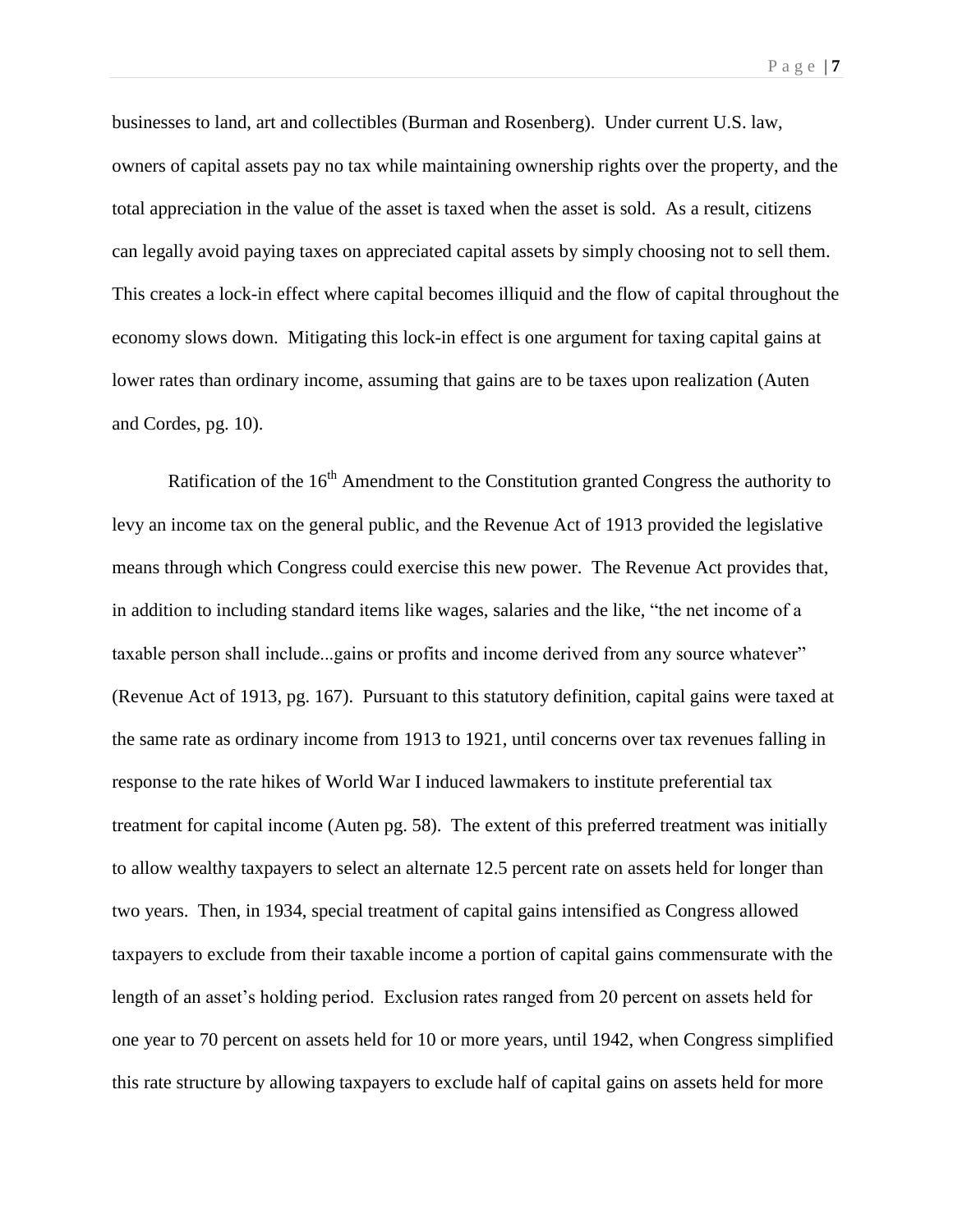businesses to land, art and collectibles (Burman and Rosenberg). Under current U.S. law, owners of capital assets pay no tax while maintaining ownership rights over the property, and the total appreciation in the value of the asset is taxed when the asset is sold. As a result, citizens can legally avoid paying taxes on appreciated capital assets by simply choosing not to sell them. This creates a lock-in effect where capital becomes illiquid and the flow of capital throughout the economy slows down. Mitigating this lock-in effect is one argument for taxing capital gains at lower rates than ordinary income, assuming that gains are to be taxes upon realization (Auten and Cordes, pg. 10).

Ratification of the 16th Amendment to the Constitution granted Congress the authority to levy an income tax on the general public, and the Revenue Act of 1913 provided the legislative means through which Congress could exercise this new power. The Revenue Act provides that, in addition to including standard items like wages, salaries and the like, "the net income of a taxable person shall include...gains or profits and income derived from any source whatever" (Revenue Act of 1913, pg. 167). Pursuant to this statutory definition, capital gains were taxed at the same rate as ordinary income from 1913 to 1921, until concerns over tax revenues falling in response to the rate hikes of World War I induced lawmakers to institute preferential tax treatment for capital income (Auten pg. 58). The extent of this preferred treatment was initially to allow wealthy taxpayers to select an alternate 12.5 percent rate on assets held for longer than two years. Then, in 1934, special treatment of capital gains intensified as Congress allowed taxpayers to exclude from their taxable income a portion of capital gains commensurate with the length of an asset's holding period. Exclusion rates ranged from 20 percent on assets held for one year to 70 percent on assets held for 10 or more years, until 1942, when Congress simplified this rate structure by allowing taxpayers to exclude half of capital gains on assets held for more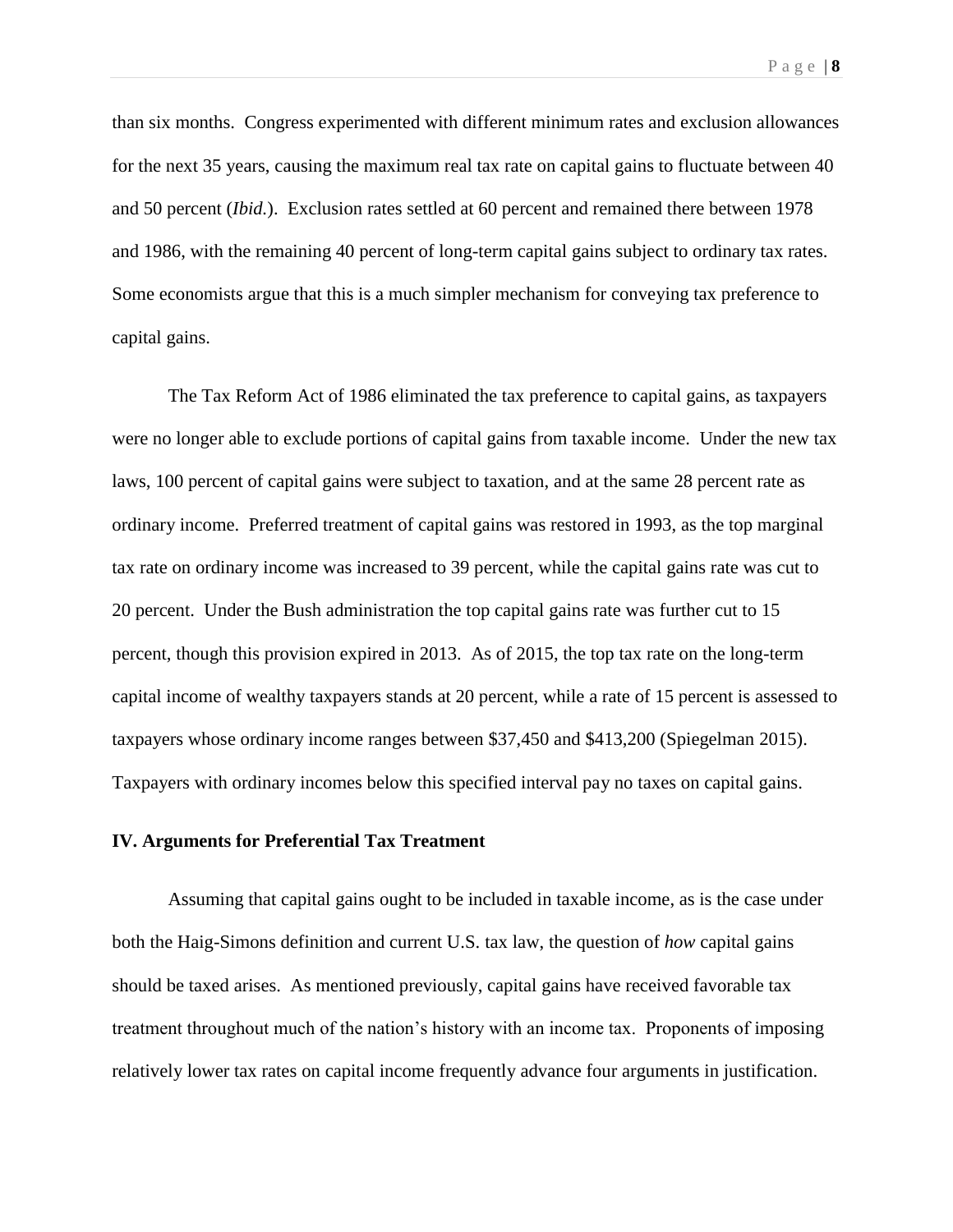than six months. Congress experimented with different minimum rates and exclusion allowances for the next 35 years, causing the maximum real tax rate on capital gains to fluctuate between 40 and 50 percent (*Ibid.*). Exclusion rates settled at 60 percent and remained there between 1978 and 1986, with the remaining 40 percent of long-term capital gains subject to ordinary tax rates. Some economists argue that this is a much simpler mechanism for conveying tax preference to capital gains.

The Tax Reform Act of 1986 eliminated the tax preference to capital gains, as taxpayers were no longer able to exclude portions of capital gains from taxable income. Under the new tax laws, 100 percent of capital gains were subject to taxation, and at the same 28 percent rate as ordinary income. Preferred treatment of capital gains was restored in 1993, as the top marginal tax rate on ordinary income was increased to 39 percent, while the capital gains rate was cut to 20 percent. Under the Bush administration the top capital gains rate was further cut to 15 percent, though this provision expired in 2013. As of 2015, the top tax rate on the long-term capital income of wealthy taxpayers stands at 20 percent, while a rate of 15 percent is assessed to taxpayers whose ordinary income ranges between $37,450 and $413,200 (Spiegelman 2015). Taxpayers with ordinary incomes below this specified interval pay no taxes on capital gains.

## IV. Arguments for Preferential Tax Treatment

Assuming that capital gains ought to be included in taxable income, as is the case under both the Haig-Simons definition and current U.S. tax law, the question of *how* capital gains should be taxed arises. As mentioned previously, capital gains have received favorable tax treatment throughout much of the nation's history with an income tax. Proponents of imposing relatively lower tax rates on capital income frequently advance four arguments in justification.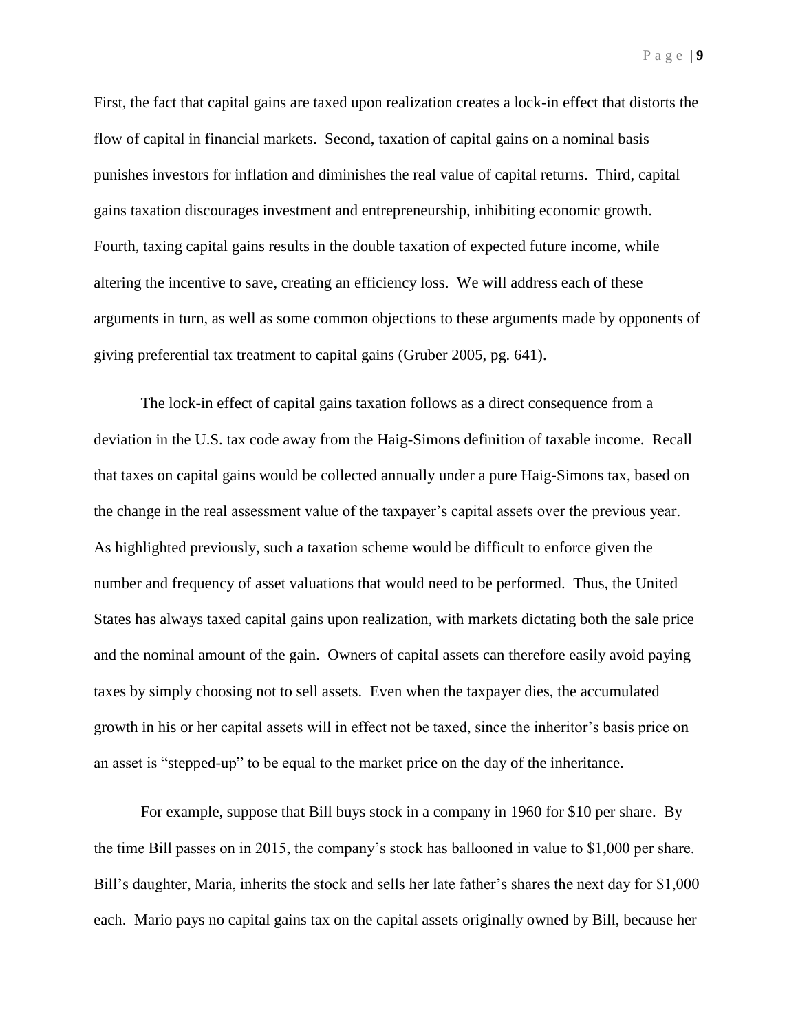First, the fact that capital gains are taxed upon realization creates a lock-in effect that distorts the flow of capital in financial markets. Second, taxation of capital gains on a nominal basis punishes investors for inflation and diminishes the real value of capital returns. Third, capital gains taxation discourages investment and entrepreneurship, inhibiting economic growth. Fourth, taxing capital gains results in the double taxation of expected future income, while altering the incentive to save, creating an efficiency loss. We will address each of these arguments in turn, as well as some common objections to these arguments made by opponents of giving preferential tax treatment to capital gains (Gruber 2005, pg. 641).

The lock-in effect of capital gains taxation follows as a direct consequence from a deviation in the U.S. tax code away from the Haig-Simons definition of taxable income. Recall that taxes on capital gains would be collected annually under a pure Haig-Simons tax, based on the change in the real assessment value of the taxpayer's capital assets over the previous year. As highlighted previously, such a taxation scheme would be difficult to enforce given the number and frequency of asset valuations that would need to be performed. Thus, the United States has always taxed capital gains upon realization, with markets dictating both the sale price and the nominal amount of the gain. Owners of capital assets can therefore easily avoid paying taxes by simply choosing not to sell assets. Even when the taxpayer dies, the accumulated growth in his or her capital assets will in effect not be taxed, since the inheritor's basis price on an asset is "stepped-up" to be equal to the market price on the day of the inheritance.

For example, suppose that Bill buys stock in a company in 1960 for $10 per share. By the time Bill passes on in 2015, the company's stock has ballooned in value to $1,000 per share. Bill's daughter, Maria, inherits the stock and sells her late father's shares the next day for $1,000 each. Mario pays no capital gains tax on the capital assets originally owned by Bill, because her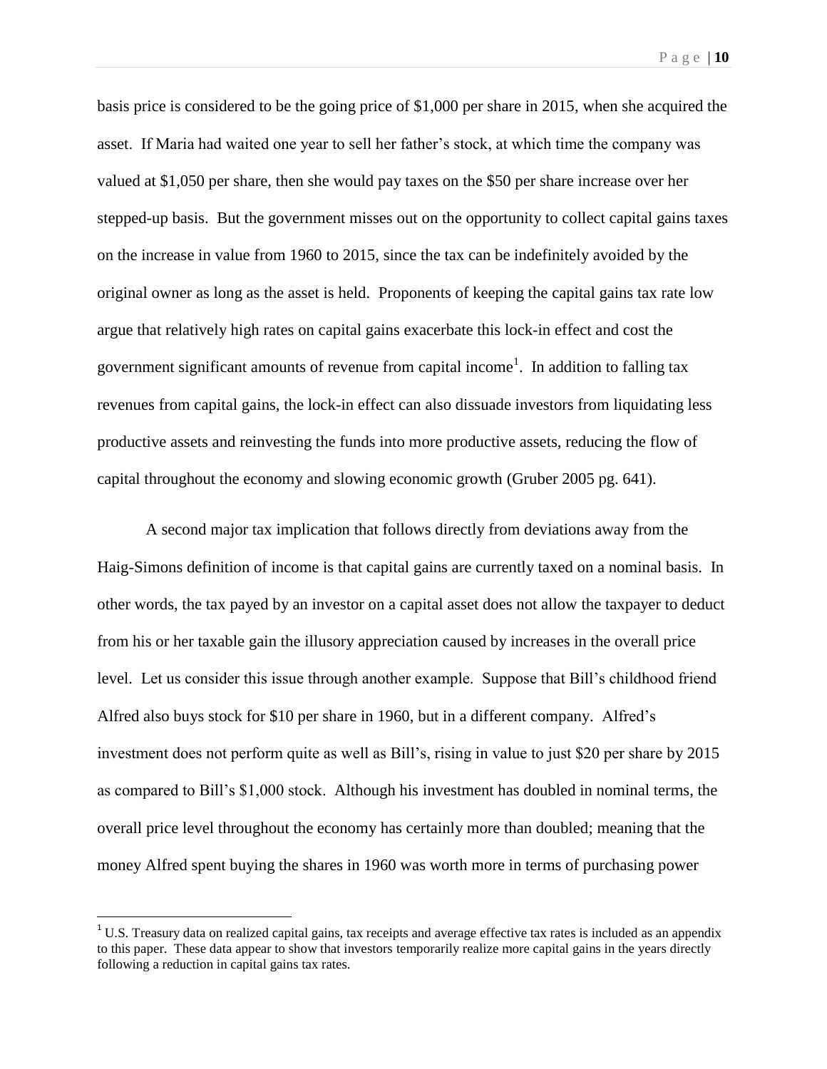basis price is considered to be the going price of $1,000 per share in 2015, when she acquired the asset. If Maria had waited one year to sell her father's stock, at which time the company was valued at $1,050 per share, then she would pay taxes on the $50 per share increase over her stepped-up basis. But the government misses out on the opportunity to collect capital gains taxes on the increase in value from 1960 to 2015, since the tax can be indefinitely avoided by the original owner as long as the asset is held. Proponents of keeping the capital gains tax rate low argue that relatively high rates on capital gains exacerbate this lock-in effect and cost the government significant amounts of revenue from capital income[1]. In addition to falling tax revenues from capital gains, the lock-in effect can also dissuade investors from liquidating less productive assets and reinvesting the funds into more productive assets, reducing the flow of capital throughout the economy and slowing economic growth (Gruber 2005 pg. 641).

A second major tax implication that follows directly from deviations away from the Haig-Simons definition of income is that capital gains are currently taxed on a nominal basis. In other words, the tax payed by an investor on a capital asset does not allow the taxpayer to deduct from his or her taxable gain the illusory appreciation caused by increases in the overall price level. Let us consider this issue through another example. Suppose that Bill's childhood friend Alfred also buys stock for $10 per share in 1960, but in a different company. Alfred's investment does not perform quite as well as Bill's, rising in value to just $20 per share by 2015 as compared to Bill's $1,000 stock. Although his investment has doubled in nominal terms, the overall price level throughout the economy has certainly more than doubled; meaning that the money Alfred spent buying the shares in 1960 was worth more in terms of purchasing power

[1] U.S. Treasury data on realized capital gains, tax receipts and average effective tax rates is included as an appendix to this paper. These data appear to show that investors temporarily realize more capital gains in the years directly following a reduction in capital gains tax rates.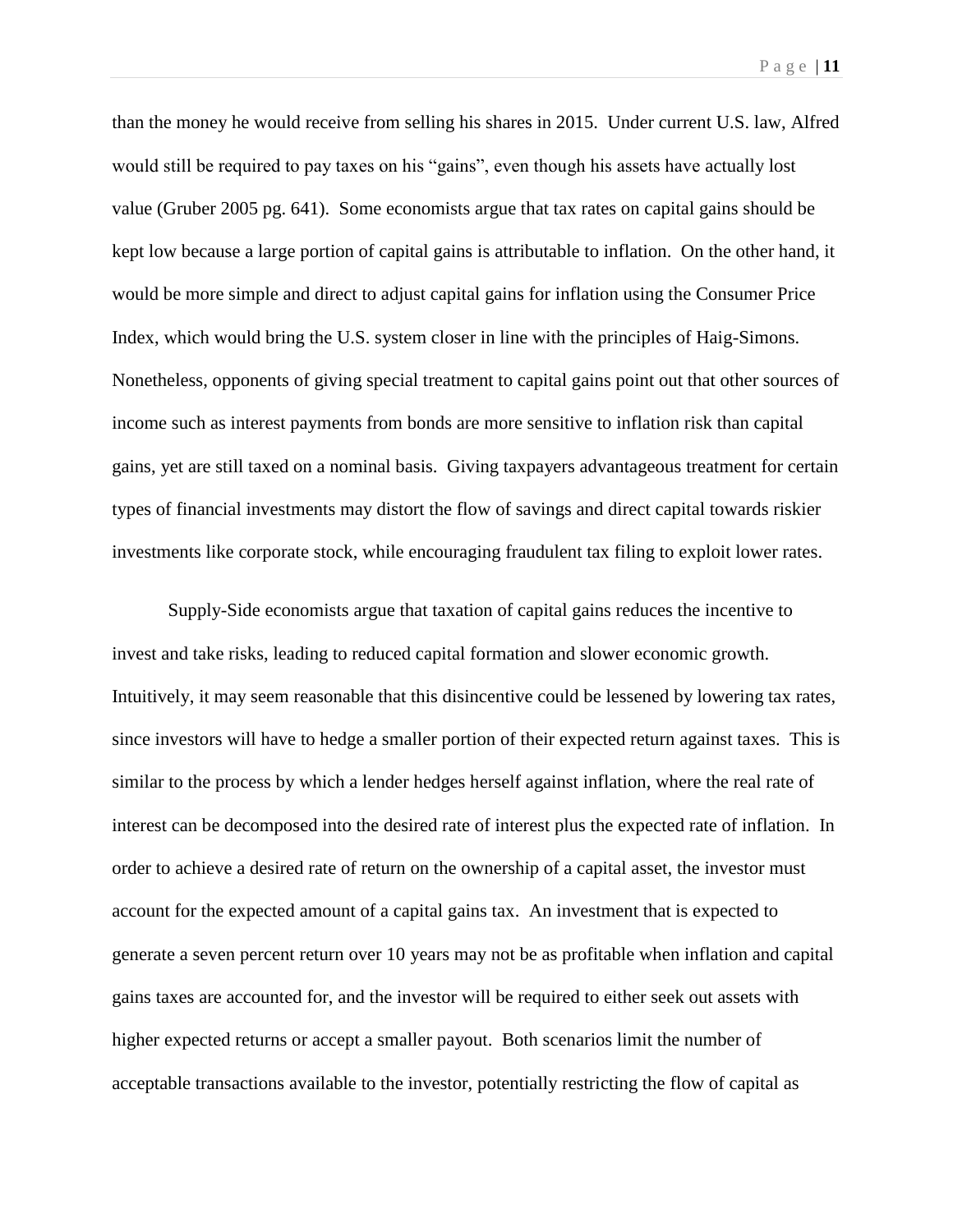than the money he would receive from selling his shares in 2015. Under current U.S. law, Alfred would still be required to pay taxes on his "gains", even though his assets have actually lost value (Gruber 2005 pg. 641). Some economists argue that tax rates on capital gains should be kept low because a large portion of capital gains is attributable to inflation. On the other hand, it would be more simple and direct to adjust capital gains for inflation using the Consumer Price Index, which would bring the U.S. system closer in line with the principles of Haig-Simons. Nonetheless, opponents of giving special treatment to capital gains point out that other sources of income such as interest payments from bonds are more sensitive to inflation risk than capital gains, yet are still taxed on a nominal basis. Giving taxpayers advantageous treatment for certain types of financial investments may distort the flow of savings and direct capital towards riskier investments like corporate stock, while encouraging fraudulent tax filing to exploit lower rates.

Supply-Side economists argue that taxation of capital gains reduces the incentive to invest and take risks, leading to reduced capital formation and slower economic growth. Intuitively, it may seem reasonable that this disincentive could be lessened by lowering tax rates, since investors will have to hedge a smaller portion of their expected return against taxes. This is similar to the process by which a lender hedges herself against inflation, where the real rate of interest can be decomposed into the desired rate of interest plus the expected rate of inflation. In order to achieve a desired rate of return on the ownership of a capital asset, the investor must account for the expected amount of a capital gains tax. An investment that is expected to generate a seven percent return over 10 years may not be as profitable when inflation and capital gains taxes are accounted for, and the investor will be required to either seek out assets with higher expected returns or accept a smaller payout. Both scenarios limit the number of acceptable transactions available to the investor, potentially restricting the flow of capital as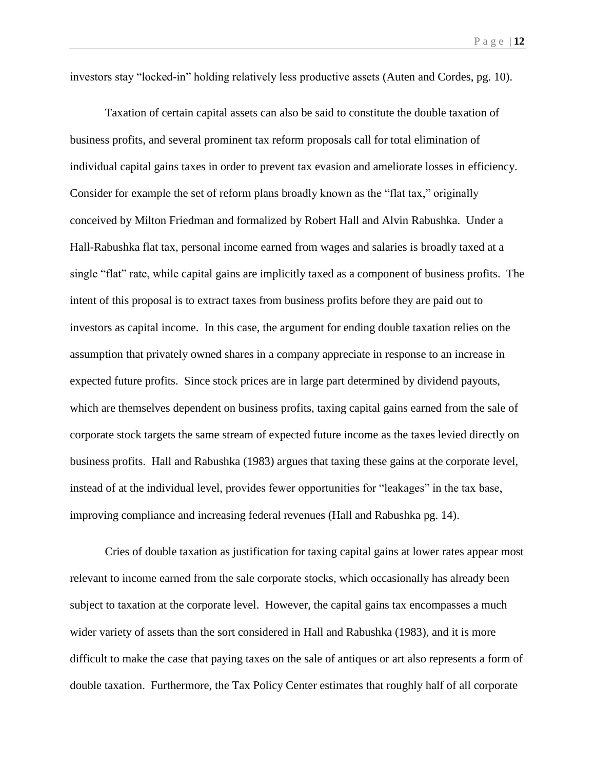investors stay "locked-in" holding relatively less productive assets (Auten and Cordes, pg. 10).

Taxation of certain capital assets can also be said to constitute the double taxation of business profits, and several prominent tax reform proposals call for total elimination of individual capital gains taxes in order to prevent tax evasion and ameliorate losses in efficiency. Consider for example the set of reform plans broadly known as the "flat tax," originally conceived by Milton Friedman and formalized by Robert Hall and Alvin Rabushka. Under a Hall-Rabushka flat tax, personal income earned from wages and salaries is broadly taxed at a single "flat" rate, while capital gains are implicitly taxed as a component of business profits. The intent of this proposal is to extract taxes from business profits before they are paid out to investors as capital income. In this case, the argument for ending double taxation relies on the assumption that privately owned shares in a company appreciate in response to an increase in expected future profits. Since stock prices are in large part determined by dividend payouts, which are themselves dependent on business profits, taxing capital gains earned from the sale of corporate stock targets the same stream of expected future income as the taxes levied directly on business profits. Hall and Rabushka (1983) argues that taxing these gains at the corporate level, instead of at the individual level, provides fewer opportunities for "leakages" in the tax base, improving compliance and increasing federal revenues (Hall and Rabushka pg. 14).

Cries of double taxation as justification for taxing capital gains at lower rates appear most relevant to income earned from the sale corporate stocks, which occasionally has already been subject to taxation at the corporate level. However, the capital gains tax encompasses a much wider variety of assets than the sort considered in Hall and Rabushka (1983), and it is more difficult to make the case that paying taxes on the sale of antiques or art also represents a form of double taxation. Furthermore, the Tax Policy Center estimates that roughly half of all corporate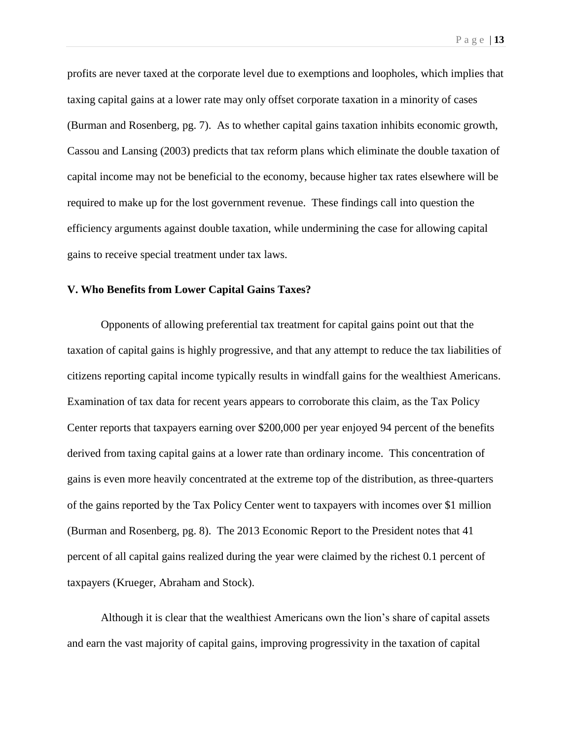profits are never taxed at the corporate level due to exemptions and loopholes, which implies that taxing capital gains at a lower rate may only offset corporate taxation in a minority of cases (Burman and Rosenberg, pg. 7). As to whether capital gains taxation inhibits economic growth, Cassou and Lansing (2003) predicts that tax reform plans which eliminate the double taxation of capital income may not be beneficial to the economy, because higher tax rates elsewhere will be required to make up for the lost government revenue. These findings call into question the efficiency arguments against double taxation, while undermining the case for allowing capital gains to receive special treatment under tax laws.

### V. Who Benefits from Lower Capital Gains Taxes?

Opponents of allowing preferential tax treatment for capital gains point out that the taxation of capital gains is highly progressive, and that any attempt to reduce the tax liabilities of citizens reporting capital income typically results in windfall gains for the wealthiest Americans. Examination of tax data for recent years appears to corroborate this claim, as the Tax Policy Center reports that taxpayers earning over $200,000 per year enjoyed 94 percent of the benefits derived from taxing capital gains at a lower rate than ordinary income. This concentration of gains is even more heavily concentrated at the extreme top of the distribution, as three-quarters of the gains reported by the Tax Policy Center went to taxpayers with incomes over $1 million (Burman and Rosenberg, pg. 8). The 2013 Economic Report to the President notes that 41 percent of all capital gains realized during the year were claimed by the richest 0.1 percent of taxpayers (Krueger, Abraham and Stock).

Although it is clear that the wealthiest Americans own the lion's share of capital assets and earn the vast majority of capital gains, improving progressivity in the taxation of capital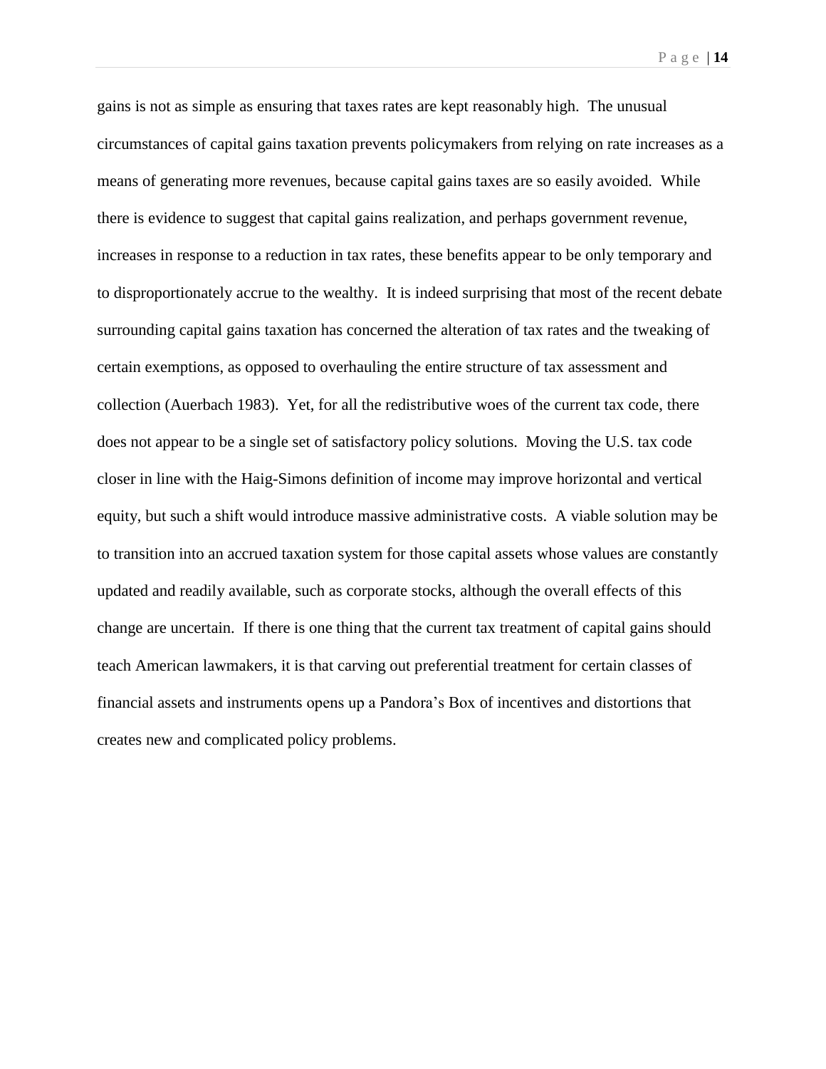gains is not as simple as ensuring that taxes rates are kept reasonably high. The unusual circumstances of capital gains taxation prevents policymakers from relying on rate increases as a means of generating more revenues, because capital gains taxes are so easily avoided. While there is evidence to suggest that capital gains realization, and perhaps government revenue, increases in response to a reduction in tax rates, these benefits appear to be only temporary and to disproportionately accrue to the wealthy. It is indeed surprising that most of the recent debate surrounding capital gains taxation has concerned the alteration of tax rates and the tweaking of certain exemptions, as opposed to overhauling the entire structure of tax assessment and collection (Auerbach 1983). Yet, for all the redistributive woes of the current tax code, there does not appear to be a single set of satisfactory policy solutions. Moving the U.S. tax code closer in line with the Haig-Simons definition of income may improve horizontal and vertical equity, but such a shift would introduce massive administrative costs. A viable solution may be to transition into an accrued taxation system for those capital assets whose values are constantly updated and readily available, such as corporate stocks, although the overall effects of this change are uncertain. If there is one thing that the current tax treatment of capital gains should teach American lawmakers, it is that carving out preferential treatment for certain classes of financial assets and instruments opens up a Pandora's Box of incentives and distortions that creates new and complicated policy problems.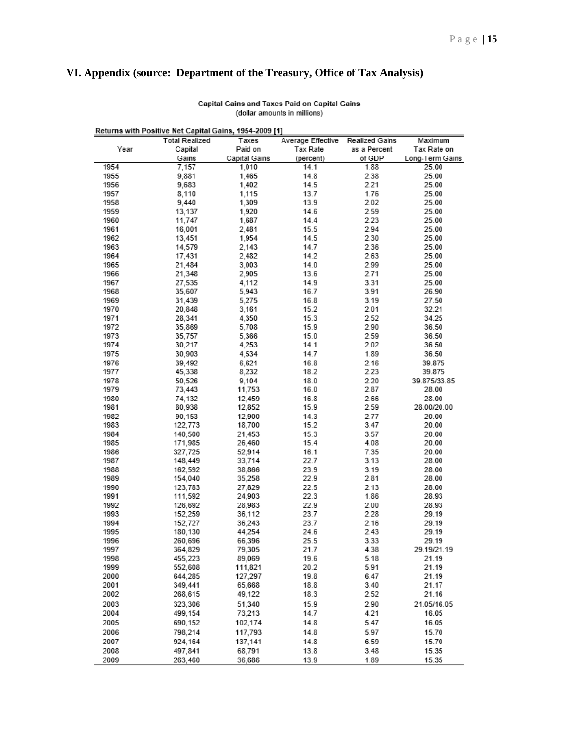## VI. Appendix (source: Department of the Treasury, Office of Tax Analysis)

Capital Gains and Taxes Paid on Capital Gains
(dollar amounts in millions)

Returns with Positive Net Capital Gains, 1954-2009 [1]

| Year | Total Realized Capital Gains | Taxes Paid on Capital Gains | Average Effective Tax Rate (percent) | Realized Gains as a Percent of GDP | Maximum Tax Rate on Long-Term Gains |
|---|---|---|---|---|---|
| 1954 | 7,157 | 1,010 | 14.1 | 1.88 | 25.00 |
| 1955 | 9,881 | 1,465 | 14.8 | 2.38 | 25.00 |
| 1956 | 9,683 | 1,402 | 14.5 | 2.21 | 25.00 |
| 1957 | 8,110 | 1,115 | 13.7 | 1.76 | 25.00 |
| 1958 | 9,440 | 1,309 | 13.9 | 2.02 | 25.00 |
| 1959 | 13,137 | 1,920 | 14.6 | 2.59 | 25.00 |
| 1960 | 11,747 | 1,687 | 14.4 | 2.23 | 25.00 |
| 1961 | 16,001 | 2,481 | 15.5 | 2.94 | 25.00 |
| 1962 | 13,451 | 1,954 | 14.5 | 2.30 | 25.00 |
| 1963 | 14,579 | 2,143 | 14.7 | 2.36 | 25.00 |
| 1964 | 17,431 | 2,482 | 14.2 | 2.63 | 25.00 |
| 1965 | 21,484 | 3,003 | 14.0 | 2.99 | 25.00 |
| 1966 | 21,348 | 2,905 | 13.6 | 2.71 | 25.00 |
| 1967 | 27,535 | 4,112 | 14.9 | 3.31 | 25.00 |
| 1968 | 35,607 | 5,943 | 16.7 | 3.91 | 26.90 |
| 1969 | 31,439 | 5,275 | 16.8 | 3.19 | 27.50 |
| 1970 | 20,848 | 3,161 | 15.2 | 2.01 | 32.21 |
| 1971 | 28,341 | 4,350 | 15.3 | 2.52 | 34.25 |
| 1972 | 35,869 | 5,708 | 15.9 | 2.90 | 36.50 |
| 1973 | 35,757 | 5,366 | 15.0 | 2.59 | 36.50 |
| 1974 | 30,217 | 4,253 | 14.1 | 2.02 | 36.50 |
| 1975 | 30,903 | 4,534 | 14.7 | 1.89 | 36.50 |
| 1976 | 39,492 | 6,621 | 16.8 | 2.16 | 39.875 |
| 1977 | 45,338 | 8,232 | 18.2 | 2.23 | 39.875 |
| 1978 | 50,526 | 9,104 | 18.0 | 2.20 | 39.875/33.85 |
| 1979 | 73,443 | 11,753 | 16.0 | 2.87 | 28.00 |
| 1980 | 74,132 | 12,459 | 16.8 | 2.66 | 28.00 |
| 1981 | 80,938 | 12,852 | 15.9 | 2.59 | 28.00/20.00 |
| 1982 | 90,153 | 12,900 | 14.3 | 2.77 | 20.00 |
| 1983 | 122,773 | 18,700 | 15.2 | 3.47 | 20.00 |
| 1984 | 140,500 | 21,453 | 15.3 | 3.57 | 20.00 |
| 1985 | 171,985 | 26,460 | 15.4 | 4.08 | 20.00 |
| 1986 | 327,725 | 52,914 | 16.1 | 7.35 | 20.00 |
| 1987 | 148,449 | 33,714 | 22.7 | 3.13 | 28.00 |
| 1988 | 162,592 | 38,866 | 23.9 | 3.19 | 28.00 |
| 1989 | 154,040 | 35,258 | 22.9 | 2.81 | 28.00 |
| 1990 | 123,783 | 27,829 | 22.5 | 2.13 | 28.00 |
| 1991 | 111,592 | 24,903 | 22.3 | 1.86 | 28.93 |
| 1992 | 126,692 | 28,983 | 22.9 | 2.00 | 28.93 |
| 1993 | 152,259 | 36,112 | 23.7 | 2.28 | 29.19 |
| 1994 | 152,727 | 36,243 | 23.7 | 2.16 | 29.19 |
| 1995 | 180,130 | 44,254 | 24.6 | 2.43 | 29.19 |
| 1996 | 260,696 | 66,396 | 25.5 | 3.33 | 29.19 |
| 1997 | 364,829 | 79,305 | 21.7 | 4.38 | 29.19/21.19 |
| 1998 | 455,223 | 89,069 | 19.6 | 5.18 | 21.19 |
| 1999 | 552,608 | 111,821 | 20.2 | 5.91 | 21.19 |
| 2000 | 644,285 | 127,297 | 19.8 | 6.47 | 21.19 |
| 2001 | 349,441 | 65,668 | 18.8 | 3.40 | 21.17 |
| 2002 | 268,615 | 49,122 | 18.3 | 2.52 | 21.16 |
| 2003 | 323,306 | 51,340 | 15.9 | 2.90 | 21.05/16.05 |
| 2004 | 499,154 | 73,213 | 14.7 | 4.21 | 16.05 |
| 2005 | 690,152 | 102,174 | 14.8 | 5.47 | 16.05 |
| 2006 | 798,214 | 117,793 | 14.8 | 5.97 | 15.70 |
| 2007 | 924,164 | 137,141 | 14.8 | 6.59 | 15.70 |
| 2008 | 497,841 | 68,791 | 13.8 | 3.48 | 15.35 |
| 2009 | 263,460 | 36,686 | 13.9 | 1.89 | 15.35 |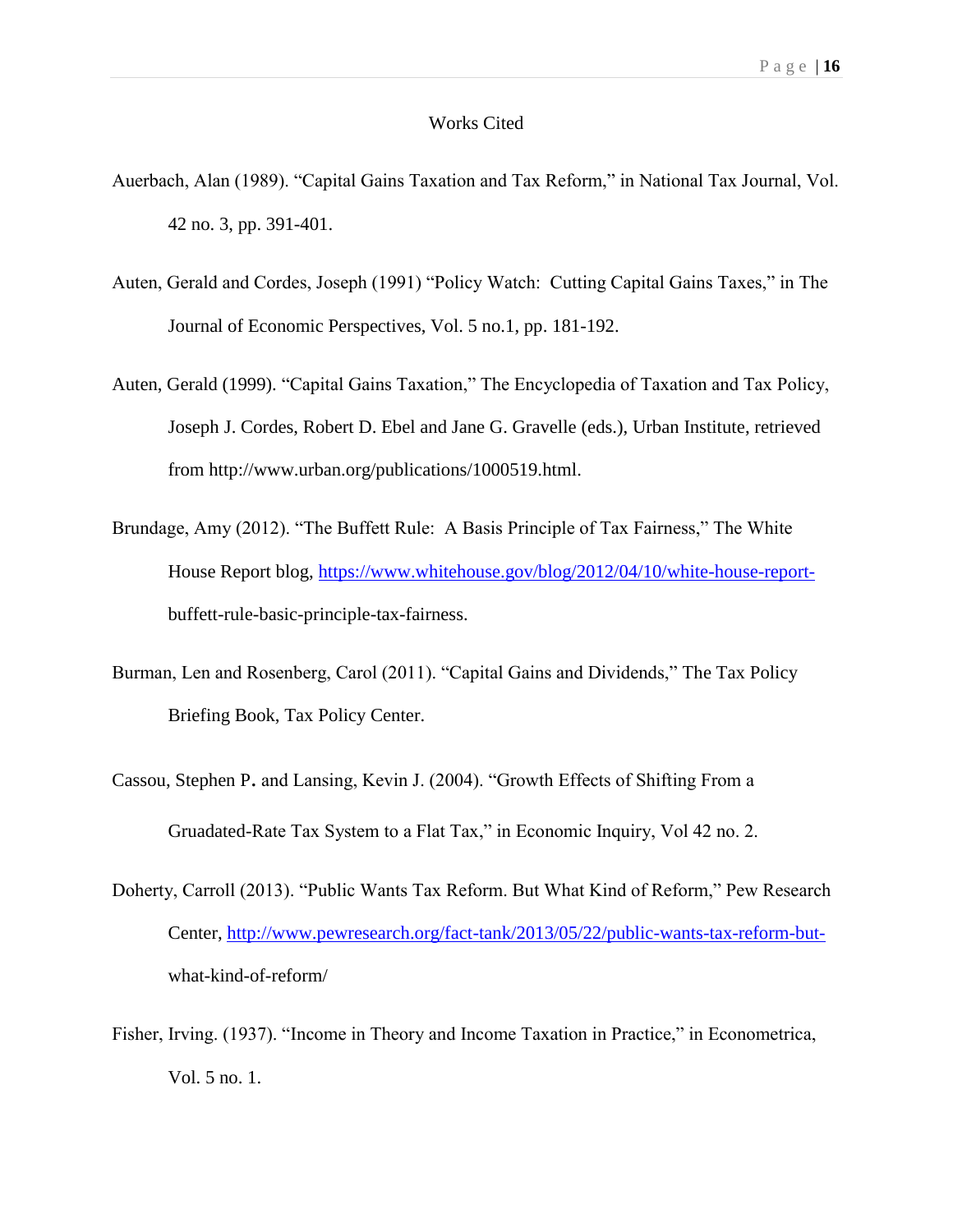# Works Cited

Auerbach, Alan (1989). "Capital Gains Taxation and Tax Reform," in National Tax Journal, Vol. 42 no. 3, pp. 391-401.

Auten, Gerald and Cordes, Joseph (1991) "Policy Watch: Cutting Capital Gains Taxes," in The Journal of Economic Perspectives, Vol. 5 no.1, pp. 181-192.

Auten, Gerald (1999). "Capital Gains Taxation," The Encyclopedia of Taxation and Tax Policy, Joseph J. Cordes, Robert D. Ebel and Jane G. Gravelle (eds.), Urban Institute, retrieved from http://www.urban.org/publications/1000519.html.

Brundage, Amy (2012). "The Buffett Rule: A Basis Principle of Tax Fairness," The White House Report blog, https://www.whitehouse.gov/blog/2012/04/10/white-house-report-buffett-rule-basic-principle-tax-fairness.

Burman, Len and Rosenberg, Carol (2011). "Capital Gains and Dividends," The Tax Policy Briefing Book, Tax Policy Center.

Cassou, Stephen P. and Lansing, Kevin J. (2004). "Growth Effects of Shifting From a Gruadated-Rate Tax System to a Flat Tax," in Economic Inquiry, Vol 42 no. 2.

Doherty, Carroll (2013). "Public Wants Tax Reform. But What Kind of Reform," Pew Research Center, http://www.pewresearch.org/fact-tank/2013/05/22/public-wants-tax-reform-but-what-kind-of-reform/

Fisher, Irving. (1937). "Income in Theory and Income Taxation in Practice," in Econometrica, Vol. 5 no. 1.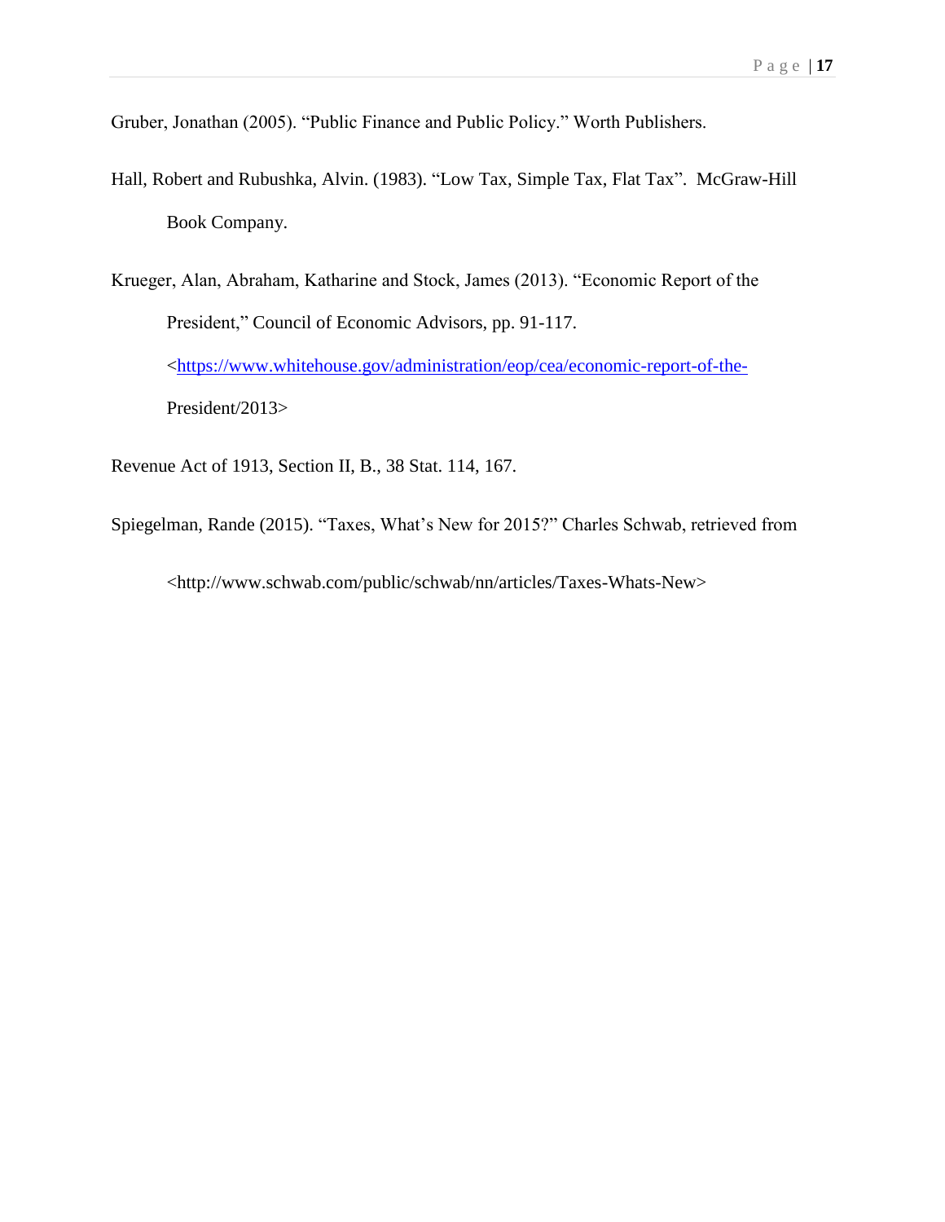Gruber, Jonathan (2005). "Public Finance and Public Policy." Worth Publishers.

Hall, Robert and Rubushka, Alvin. (1983). "Low Tax, Simple Tax, Flat Tax". McGraw-Hill Book Company.

Krueger, Alan, Abraham, Katharine and Stock, James (2013). "Economic Report of the President," Council of Economic Advisors, pp. 91-117. <https://www.whitehouse.gov/administration/eop/cea/economic-report-of-the-President/2013>

Revenue Act of 1913, Section II, B., 38 Stat. 114, 167.

Spiegelman, Rande (2015). "Taxes, What's New for 2015?" Charles Schwab, retrieved from <http://www.schwab.com/public/schwab/nn/articles/Taxes-Whats-New>